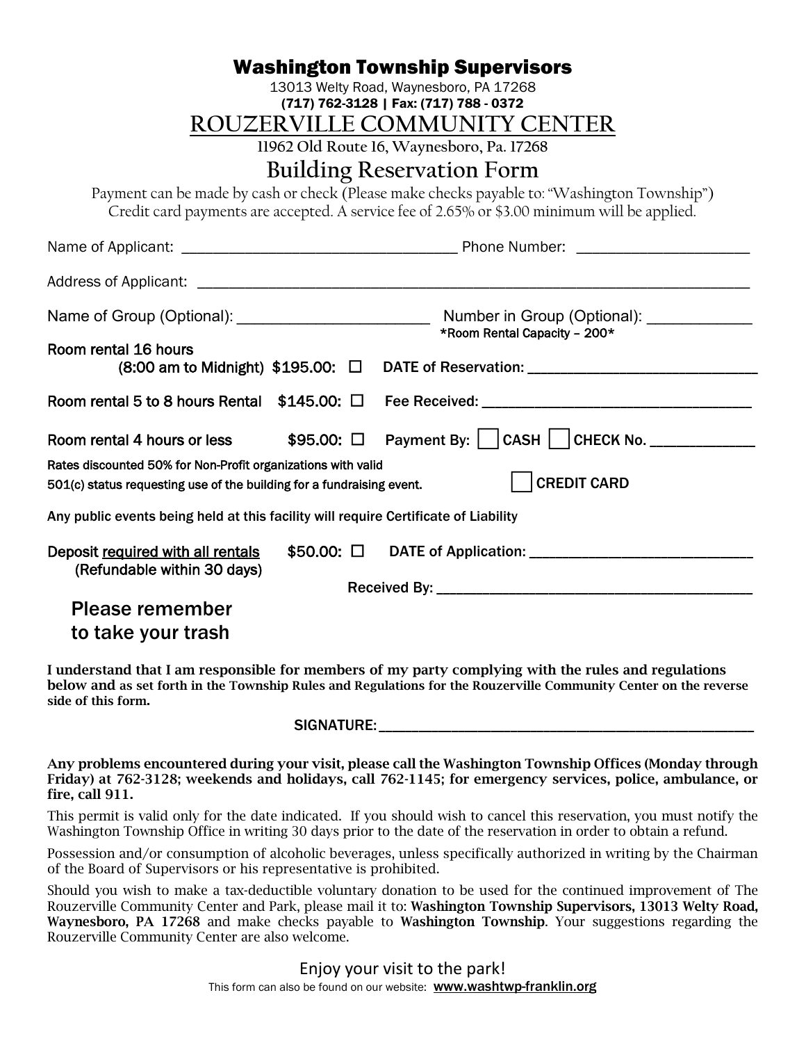# Washington Township Supervisors

13013 Welty Road, Waynesboro, PA 17268

**(717) 762-3128 | Fax: (717) 788 - 0372**

## ROUZERVILLE COMMUNITY CENTER

**11962 Old Route 16, Waynesboro, Pa. 17268**

## Building Reservation Form

Payment can be made by cash or check (Please make checks payable to: "Washington Township")
Credit card payments are accepted. A service fee of 2.65% or $3.00 minimum will be applied.

Name of Applicant: ________________________________ Phone Number: ____________________

Address of Applicant: ______________________________________________________________

Name of Group (Optional): ______________________ Number in Group (Optional): ___________
*Room Rental Capacity – 200*

Room rental 16 hours
(8:00 am to Midnight) $195.00: ☐ DATE of Reservation: ___________________________

Room rental 5 to 8 hours Rental $145.00: ☐ Fee Received: ______________________________

Room rental 4 hours or less $95.00: ☐ Payment By: ☐ CASH ☐ CHECK No. ___________

Rates discounted 50% for Non-Profit organizations with valid
501(c) status requesting use of the building for a fundraising event. ☐ CREDIT CARD

Any public events being held at this facility will require Certificate of Liability

Deposit required with all rentals $50.00: ☐ DATE of Application: ___________________________
(Refundable within 30 days)

Received By: ______________________________________

Please remember
to take your trash

**I understand that I am responsible for members of my party complying with the rules and regulations below and as set forth in the Township Rules and Regulations for the Rouzerville Community Center on the reverse side of this form.**

SIGNATURE: ____________________________________________

**Any problems encountered during your visit, please call the Washington Township Offices (Monday through Friday) at 762-3128; weekends and holidays, call 762-1145; for emergency services, police, ambulance, or fire, call 911.**

This permit is valid only for the date indicated. If you should wish to cancel this reservation, you must notify the Washington Township Office in writing 30 days prior to the date of the reservation in order to obtain a refund.

Possession and/or consumption of alcoholic beverages, unless specifically authorized in writing by the Chairman of the Board of Supervisors or his representative is prohibited.

Should you wish to make a tax-deductible voluntary donation to be used for the continued improvement of The Rouzerville Community Center and Park, please mail it to: **Washington Township Supervisors, 13013 Welty Road, Waynesboro, PA 17268** and make checks payable to **Washington Township**. Your suggestions regarding the Rouzerville Community Center are also welcome.

Enjoy your visit to the park!

This form can also be found on our website: www.washtwp-franklin.org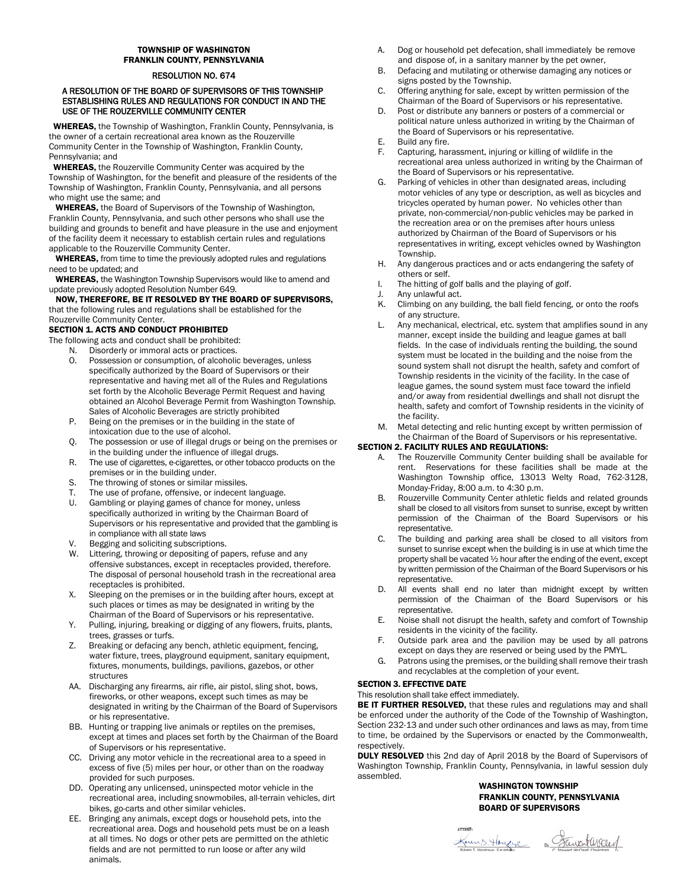**TOWNSHIP OF WASHINGTON**
**FRANKLIN COUNTY, PENNSYLVANIA**

**RESOLUTION NO. 674**

**A RESOLUTION OF THE BOARD OF SUPERVISORS OF THIS TOWNSHIP ESTABLISHING RULES AND REGULATIONS FOR CONDUCT IN AND THE USE OF THE ROUZERVILLE COMMUNITY CENTER**

**WHEREAS,** the Township of Washington, Franklin County, Pennsylvania, is the owner of a certain recreational area known as the Rouzerville Community Center in the Township of Washington, Franklin County, Pennsylvania; and

**WHEREAS,** the Rouzerville Community Center was acquired by the Township of Washington, for the benefit and pleasure of the residents of the Township of Washington, Franklin County, Pennsylvania, and all persons who might use the same; and

**WHEREAS,** the Board of Supervisors of the Township of Washington, Franklin County, Pennsylvania, and such other persons who shall use the building and grounds to benefit and have pleasure in the use and enjoyment of the facility deem it necessary to establish certain rules and regulations applicable to the Rouzerville Community Center.

**WHEREAS,** from time to time the previously adopted rules and regulations need to be updated; and

**WHEREAS,** the Washington Township Supervisors would like to amend and update previously adopted Resolution Number 649.

**NOW, THEREFORE, BE IT RESOLVED BY THE BOARD OF SUPERVISORS,** that the following rules and regulations shall be established for the Rouzerville Community Center.

**SECTION 1. ACTS AND CONDUCT PROHIBITED**

The following acts and conduct shall be prohibited:

N. Disorderly or immoral acts or practices.
O. Possession or consumption, of alcoholic beverages, unless specifically authorized by the Board of Supervisors or their representative and having met all of the Rules and Regulations set forth by the Alcoholic Beverage Permit Request and having obtained an Alcohol Beverage Permit from Washington Township. Sales of Alcoholic Beverages are strictly prohibited
P. Being on the premises or in the building in the state of intoxication due to the use of alcohol.
Q. The possession or use of illegal drugs or being on the premises or in the building under the influence of illegal drugs.
R. The use of cigarettes, e-cigarettes, or other tobacco products on the premises or in the building under.
S. The throwing of stones or similar missiles.
T. The use of profane, offensive, or indecent language.
U. Gambling or playing games of chance for money, unless specifically authorized in writing by the Chairman Board of Supervisors or his representative and provided that the gambling is in compliance with all state laws
V. Begging and soliciting subscriptions.
W. Littering, throwing or depositing of papers, refuse and any offensive substances, except in receptacles provided, therefore. The disposal of personal household trash in the recreational area receptacles is prohibited.
X. Sleeping on the premises or in the building after hours, except at such places or times as may be designated in writing by the Chairman of the Board of Supervisors or his representative.
Y. Pulling, injuring, breaking or digging of any flowers, fruits, plants, trees, grasses or turfs.
Z. Breaking or defacing any bench, athletic equipment, fencing, water fixture, trees, playground equipment, sanitary equipment, fixtures, monuments, buildings, pavilions, gazebos, or other structures
AA. Discharging any firearms, air rifle, air pistol, sling shot, bows, fireworks, or other weapons, except such times as may be designated in writing by the Chairman of the Board of Supervisors or his representative.
BB. Hunting or trapping live animals or reptiles on the premises, except at times and places set forth by the Chairman of the Board of Supervisors or his representative.
CC. Driving any motor vehicle in the recreational area to a speed in excess of five (5) miles per hour, or other than on the roadway provided for such purposes.
DD. Operating any unlicensed, uninspected motor vehicle in the recreational area, including snowmobiles, all-terrain vehicles, dirt bikes, go-carts and other similar vehicles.
EE. Bringing any animals, except dogs or household pets, into the recreational area. Dogs and household pets must be on a leash at all times. No dogs or other pets are permitted on the athletic fields and are not permitted to run loose or after any wild animals.

A. Dog or household pet defecation, shall immediately be remove and dispose of, in a sanitary manner by the pet owner,
B. Defacing and mutilating or otherwise damaging any notices or signs posted by the Township.
C. Offering anything for sale, except by written permission of the Chairman of the Board of Supervisors or his representative.
D. Post or distribute any banners or posters of a commercial or political nature unless authorized in writing by the Chairman of the Board of Supervisors or his representative.
E. Build any fire.
F. Capturing, harassment, injuring or killing of wildlife in the recreational area unless authorized in writing by the Chairman of the Board of Supervisors or his representative.
G. Parking of vehicles in other than designated areas, including motor vehicles of any type or description, as well as bicycles and tricycles operated by human power. No vehicles other than private, non-commercial/non-public vehicles may be parked in the recreation area or on the premises after hours unless authorized by Chairman of the Board of Supervisors or his representatives in writing, except vehicles owned by Washington Township.
H. Any dangerous practices and or acts endangering the safety of others or self.
I. The hitting of golf balls and the playing of golf.
J. Any unlawful act.
K. Climbing on any building, the ball field fencing, or onto the roofs of any structure.
L. Any mechanical, electrical, etc. system that amplifies sound in any manner, except inside the building and league games at ball fields. In the case of individuals renting the building, the sound system must be located in the building and the noise from the sound system shall not disrupt the health, safety and comfort of Township residents in the vicinity of the facility. In the case of league games, the sound system must face toward the infield and/or away from residential dwellings and shall not disrupt the health, safety and comfort of Township residents in the vicinity of the facility.
M. Metal detecting and relic hunting except by written permission of the Chairman of the Board of Supervisors or his representative.

**SECTION 2. FACILITY RULES AND REGULATIONS:**

A. The Rouzerville Community Center building shall be available for rent. Reservations for these facilities shall be made at the Washington Township office, 13013 Welty Road, 762-3128, Monday-Friday, 8:00 a.m. to 4:30 p.m.
B. Rouzerville Community Center athletic fields and related grounds shall be closed to all visitors from sunset to sunrise, except by written permission of the Chairman of the Board Supervisors or his representative.
C. The building and parking area shall be closed to all visitors from sunset to sunrise except when the building is in use at which time the property shall be vacated ½ hour after the ending of the event, except by written permission of the Chairman of the Board Supervisors or his representative.
D. All events shall end no later than midnight except by written permission of the Chairman of the Board Supervisors or his representative.
E. Noise shall not disrupt the health, safety and comfort of Township residents in the vicinity of the facility.
F. Outside park area and the pavilion may be used by all patrons except on days they are reserved or being used by the PMYL.
G. Patrons using the premises, or the building shall remove their trash and recyclables at the completion of your event.

**SECTION 3. EFFECTIVE DATE**

This resolution shall take effect immediately.

**BE IT FURTHER RESOLVED,** that these rules and regulations may and shall be enforced under the authority of the Code of the Township of Washington, Section 232-13 and under such other ordinances and laws as may, from time to time, be ordained by the Supervisors or enacted by the Commonwealth, respectively.

**DULY RESOLVED** this 2nd day of April 2018 by the Board of Supervisors of Washington Township, Franklin County, Pennsylvania, in lawful session duly assembled.

**WASHINGTON TOWNSHIP**
**FRANKLIN COUNTY, PENNSYLVANIA**
**BOARD OF SUPERVISORS**

ATTEST:

Karen S. Hargrave, Secretary

By C. Stewart McCleaf, Chairman